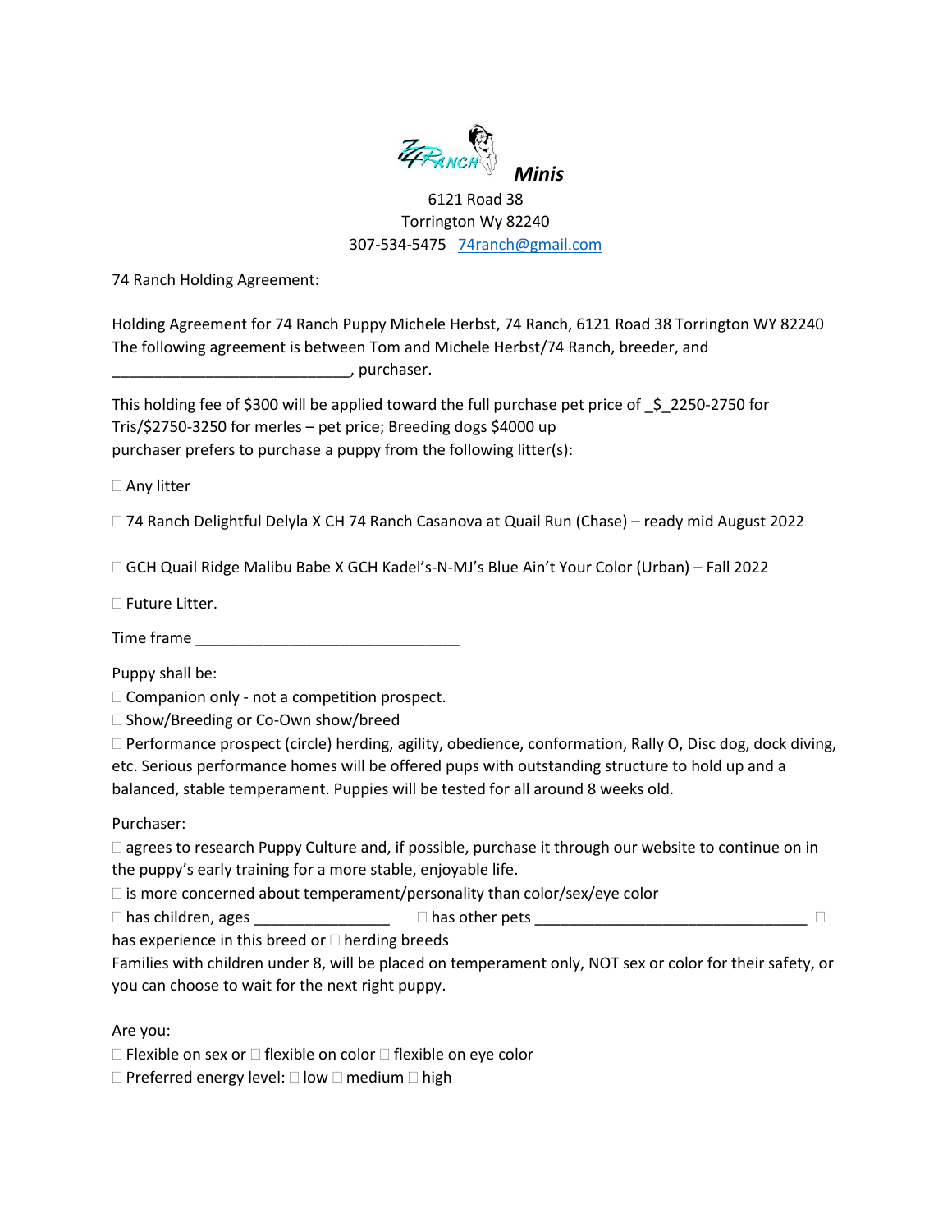74 Ranch *Minis*

6121 Road 38
Torrington Wy 82240
307-534-5475 74ranch@gmail.com

74 Ranch Holding Agreement:

Holding Agreement for 74 Ranch Puppy Michele Herbst, 74 Ranch, 6121 Road 38 Torrington WY 82240
The following agreement is between Tom and Michele Herbst/74 Ranch, breeder, and ____________________________, purchaser.

This holding fee of $300 will be applied toward the full purchase pet price of _$_2250-2750 for Tris/$2750-3250 for merles – pet price; Breeding dogs $4000 up
purchaser prefers to purchase a puppy from the following litter(s):

☐ Any litter

☐ 74 Ranch Delightful Delyla X CH 74 Ranch Casanova at Quail Run (Chase) – ready mid August 2022

☐ GCH Quail Ridge Malibu Babe X GCH Kadel's-N-MJ's Blue Ain't Your Color (Urban) – Fall 2022

☐ Future Litter.

Time frame _______________________________

Puppy shall be:
☐ Companion only - not a competition prospect.
☐ Show/Breeding or Co-Own show/breed
☐ Performance prospect (circle) herding, agility, obedience, conformation, Rally O, Disc dog, dock diving, etc. Serious performance homes will be offered pups with outstanding structure to hold up and a balanced, stable temperament. Puppies will be tested for all around 8 weeks old.

Purchaser:
☐ agrees to research Puppy Culture and, if possible, purchase it through our website to continue on in the puppy's early training for a more stable, enjoyable life.
☐ is more concerned about temperament/personality than color/sex/eye color
☐ has children, ages ________________ ☐ has other pets ________________________________ ☐ has experience in this breed or ☐ herding breeds
Families with children under 8, will be placed on temperament only, NOT sex or color for their safety, or you can choose to wait for the next right puppy.

Are you:
☐ Flexible on sex or ☐ flexible on color ☐ flexible on eye color
☐ Preferred energy level: ☐ low ☐ medium ☐ high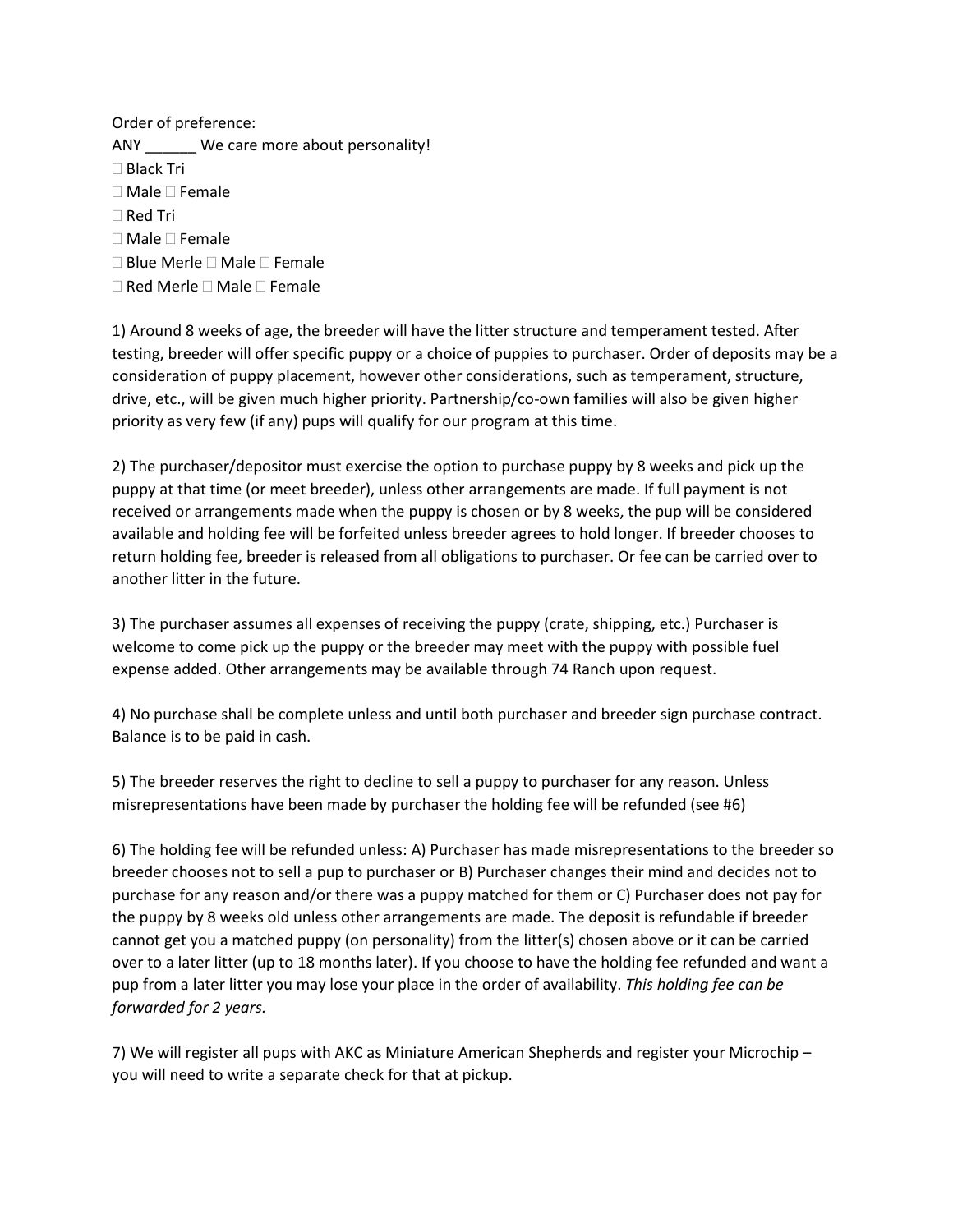Order of preference:

ANY ______ We care more about personality!

 Black Tri

 Male  Female

 Red Tri

 Male  Female

 Blue Merle  Male  Female

 Red Merle  Male  Female

1) Around 8 weeks of age, the breeder will have the litter structure and temperament tested. After testing, breeder will offer specific puppy or a choice of puppies to purchaser. Order of deposits may be a consideration of puppy placement, however other considerations, such as temperament, structure, drive, etc., will be given much higher priority. Partnership/co-own families will also be given higher priority as very few (if any) pups will qualify for our program at this time.

2) The purchaser/depositor must exercise the option to purchase puppy by 8 weeks and pick up the puppy at that time (or meet breeder), unless other arrangements are made. If full payment is not received or arrangements made when the puppy is chosen or by 8 weeks, the pup will be considered available and holding fee will be forfeited unless breeder agrees to hold longer. If breeder chooses to return holding fee, breeder is released from all obligations to purchaser. Or fee can be carried over to another litter in the future.

3) The purchaser assumes all expenses of receiving the puppy (crate, shipping, etc.) Purchaser is welcome to come pick up the puppy or the breeder may meet with the puppy with possible fuel expense added. Other arrangements may be available through 74 Ranch upon request.

4) No purchase shall be complete unless and until both purchaser and breeder sign purchase contract. Balance is to be paid in cash.

5) The breeder reserves the right to decline to sell a puppy to purchaser for any reason. Unless misrepresentations have been made by purchaser the holding fee will be refunded (see #6)

6) The holding fee will be refunded unless: A) Purchaser has made misrepresentations to the breeder so breeder chooses not to sell a pup to purchaser or B) Purchaser changes their mind and decides not to purchase for any reason and/or there was a puppy matched for them or C) Purchaser does not pay for the puppy by 8 weeks old unless other arrangements are made. The deposit is refundable if breeder cannot get you a matched puppy (on personality) from the litter(s) chosen above or it can be carried over to a later litter (up to 18 months later). If you choose to have the holding fee refunded and want a pup from a later litter you may lose your place in the order of availability. *This holding fee can be forwarded for 2 years.*

7) We will register all pups with AKC as Miniature American Shepherds and register your Microchip – you will need to write a separate check for that at pickup.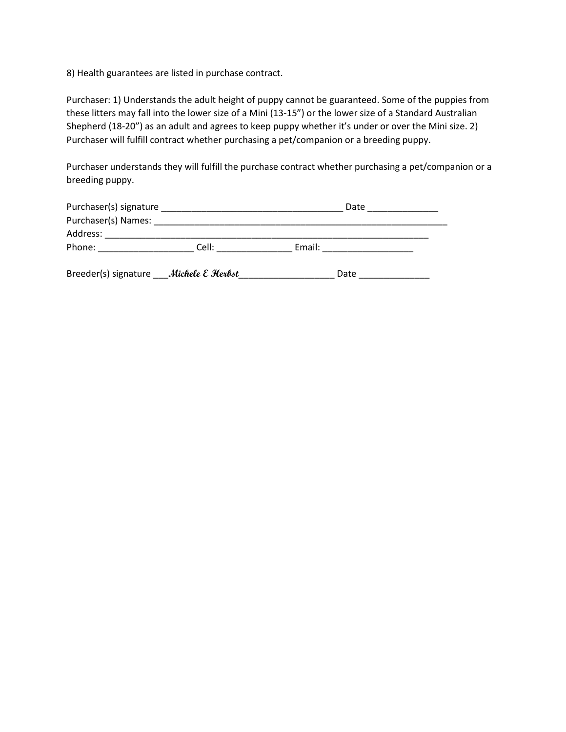8) Health guarantees are listed in purchase contract.

Purchaser: 1) Understands the adult height of puppy cannot be guaranteed. Some of the puppies from these litters may fall into the lower size of a Mini (13-15") or the lower size of a Standard Australian Shepherd (18-20") as an adult and agrees to keep puppy whether it's under or over the Mini size. 2) Purchaser will fulfill contract whether purchasing a pet/companion or a breeding puppy.

Purchaser understands they will fulfill the purchase contract whether purchasing a pet/companion or a breeding puppy.

Purchaser(s) signature ___________________________________ Date _____________
Purchaser(s) Names: ________________________________________________________
Address: ______________________________________________________________
Phone: __________________ Cell: ______________ Email: _________________

Breeder(s) signature ___*Michele E Herbst*__________________ Date _____________